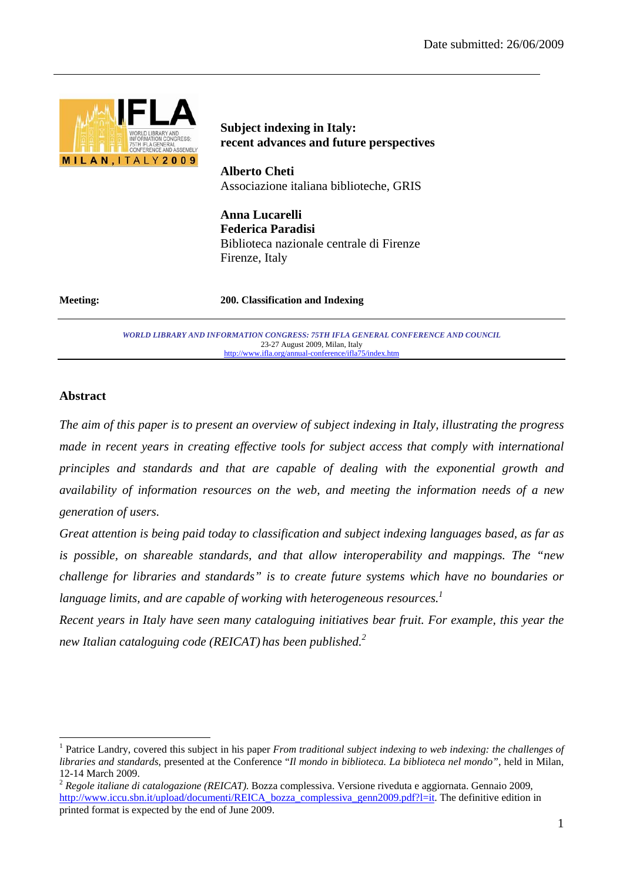Date submitted: 26/06/2009

# Subject indexing in Italy: recent advances and future perspectives

**Alberto Cheti**
Associazione italiana biblioteche, GRIS

**Anna Lucarelli**
**Federica Paradisi**
Biblioteca nazionale centrale di Firenze
Firenze, Italy

**Meeting:** **200. Classification and Indexing**

*WORLD LIBRARY AND INFORMATION CONGRESS: 75TH IFLA GENERAL CONFERENCE AND COUNCIL*
23-27 August 2009, Milan, Italy
http://www.ifla.org/annual-conference/ifla75/index.htm

## Abstract

*The aim of this paper is to present an overview of subject indexing in Italy, illustrating the progress made in recent years in creating effective tools for subject access that comply with international principles and standards and that are capable of dealing with the exponential growth and availability of information resources on the web, and meeting the information needs of a new generation of users.*

*Great attention is being paid today to classification and subject indexing languages based, as far as is possible, on shareable standards, and that allow interoperability and mappings. The "new challenge for libraries and standards" is to create future systems which have no boundaries or language limits, and are capable of working with heterogeneous resources.*[1]

*Recent years in Italy have seen many cataloguing initiatives bear fruit. For example, this year the new Italian cataloguing code (REICAT) has been published.*[2]

---

[1] Patrice Landry, covered this subject in his paper *From traditional subject indexing to web indexing: the challenges of libraries and standards*, presented at the Conference "*Il mondo in biblioteca. La biblioteca nel mondo"*, held in Milan, 12-14 March 2009.

[2] *Regole italiane di catalogazione (REICAT).* Bozza complessiva. Versione riveduta e aggiornata. Gennaio 2009, http://www.iccu.sbn.it/upload/documenti/REICA_bozza_complessiva_genn2009.pdf?l=it. The definitive edition in printed format is expected by the end of June 2009.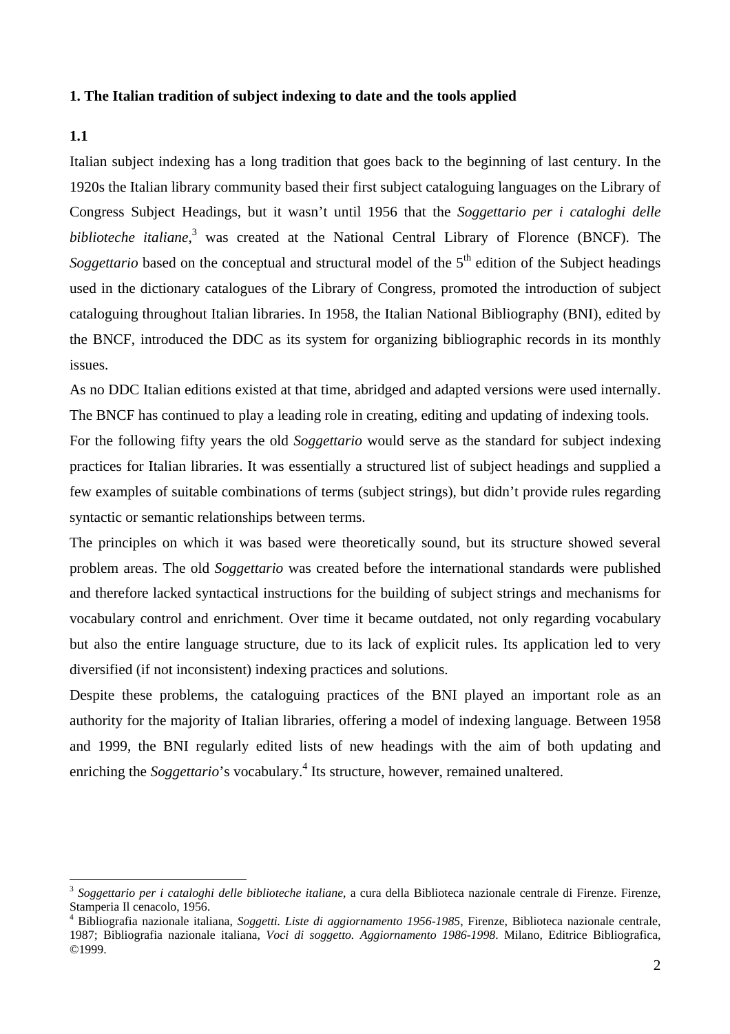**1. The Italian tradition of subject indexing to date and the tools applied**

**1.1**

Italian subject indexing has a long tradition that goes back to the beginning of last century. In the 1920s the Italian library community based their first subject cataloguing languages on the Library of Congress Subject Headings, but it wasn't until 1956 that the *Soggettario per i cataloghi delle biblioteche italiane*,[3] was created at the National Central Library of Florence (BNCF). The *Soggettario* based on the conceptual and structural model of the 5th edition of the Subject headings used in the dictionary catalogues of the Library of Congress, promoted the introduction of subject cataloguing throughout Italian libraries. In 1958, the Italian National Bibliography (BNI), edited by the BNCF, introduced the DDC as its system for organizing bibliographic records in its monthly issues.

As no DDC Italian editions existed at that time, abridged and adapted versions were used internally. The BNCF has continued to play a leading role in creating, editing and updating of indexing tools.

For the following fifty years the old *Soggettario* would serve as the standard for subject indexing practices for Italian libraries. It was essentially a structured list of subject headings and supplied a few examples of suitable combinations of terms (subject strings), but didn't provide rules regarding syntactic or semantic relationships between terms.

The principles on which it was based were theoretically sound, but its structure showed several problem areas. The old *Soggettario* was created before the international standards were published and therefore lacked syntactical instructions for the building of subject strings and mechanisms for vocabulary control and enrichment. Over time it became outdated, not only regarding vocabulary but also the entire language structure, due to its lack of explicit rules. Its application led to very diversified (if not inconsistent) indexing practices and solutions.

Despite these problems, the cataloguing practices of the BNI played an important role as an authority for the majority of Italian libraries, offering a model of indexing language. Between 1958 and 1999, the BNI regularly edited lists of new headings with the aim of both updating and enriching the *Soggettario*'s vocabulary.[4] Its structure, however, remained unaltered.

---

[3] *Soggettario per i cataloghi delle biblioteche italiane*, a cura della Biblioteca nazionale centrale di Firenze. Firenze, Stamperia Il cenacolo, 1956.

[4] Bibliografia nazionale italiana, *Soggetti. Liste di aggiornamento 1956-1985*, Firenze, Biblioteca nazionale centrale, 1987; Bibliografia nazionale italiana, *Voci di soggetto. Aggiornamento 1986-1998*. Milano, Editrice Bibliografica, ©1999.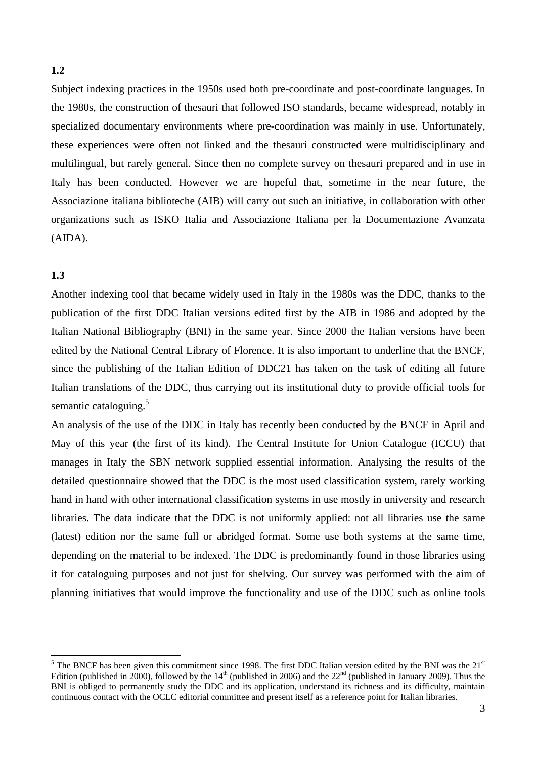**1.2**

Subject indexing practices in the 1950s used both pre-coordinate and post-coordinate languages. In the 1980s, the construction of thesauri that followed ISO standards, became widespread, notably in specialized documentary environments where pre-coordination was mainly in use. Unfortunately, these experiences were often not linked and the thesauri constructed were multidisciplinary and multilingual, but rarely general. Since then no complete survey on thesauri prepared and in use in Italy has been conducted. However we are hopeful that, sometime in the near future, the Associazione italiana biblioteche (AIB) will carry out such an initiative, in collaboration with other organizations such as ISKO Italia and Associazione Italiana per la Documentazione Avanzata (AIDA).

**1.3**

Another indexing tool that became widely used in Italy in the 1980s was the DDC, thanks to the publication of the first DDC Italian versions edited first by the AIB in 1986 and adopted by the Italian National Bibliography (BNI) in the same year. Since 2000 the Italian versions have been edited by the National Central Library of Florence. It is also important to underline that the BNCF, since the publishing of the Italian Edition of DDC21 has taken on the task of editing all future Italian translations of the DDC, thus carrying out its institutional duty to provide official tools for semantic cataloguing.[5]

An analysis of the use of the DDC in Italy has recently been conducted by the BNCF in April and May of this year (the first of its kind). The Central Institute for Union Catalogue (ICCU) that manages in Italy the SBN network supplied essential information. Analysing the results of the detailed questionnaire showed that the DDC is the most used classification system, rarely working hand in hand with other international classification systems in use mostly in university and research libraries. The data indicate that the DDC is not uniformly applied: not all libraries use the same (latest) edition nor the same full or abridged format. Some use both systems at the same time, depending on the material to be indexed. The DDC is predominantly found in those libraries using it for cataloguing purposes and not just for shelving. Our survey was performed with the aim of planning initiatives that would improve the functionality and use of the DDC such as online tools

---

[5] The BNCF has been given this commitment since 1998. The first DDC Italian version edited by the BNI was the 21st Edition (published in 2000), followed by the 14th (published in 2006) and the 22nd (published in January 2009). Thus the BNI is obliged to permanently study the DDC and its application, understand its richness and its difficulty, maintain continuous contact with the OCLC editorial committee and present itself as a reference point for Italian libraries.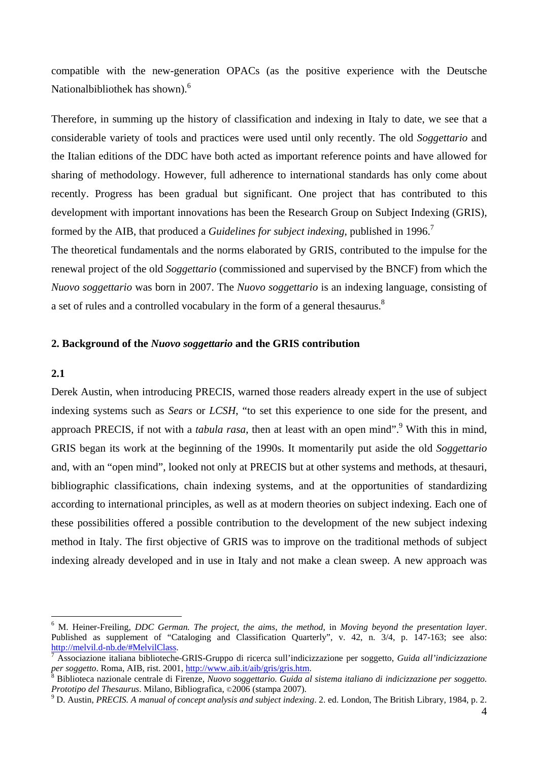compatible with the new-generation OPACs (as the positive experience with the Deutsche Nationalbibliothek has shown).[6]

Therefore, in summing up the history of classification and indexing in Italy to date, we see that a considerable variety of tools and practices were used until only recently. The old *Soggettario* and the Italian editions of the DDC have both acted as important reference points and have allowed for sharing of methodology. However, full adherence to international standards has only come about recently. Progress has been gradual but significant. One project that has contributed to this development with important innovations has been the Research Group on Subject Indexing (GRIS), formed by the AIB, that produced a *Guidelines for subject indexing*, published in 1996.[7]

The theoretical fundamentals and the norms elaborated by GRIS, contributed to the impulse for the renewal project of the old *Soggettario* (commissioned and supervised by the BNCF) from which the *Nuovo soggettario* was born in 2007. The *Nuovo soggettario* is an indexing language, consisting of a set of rules and a controlled vocabulary in the form of a general thesaurus.[8]

## 2. Background of the *Nuovo soggettario* and the GRIS contribution

### 2.1

Derek Austin, when introducing PRECIS, warned those readers already expert in the use of subject indexing systems such as *Sears* or *LCSH*, "to set this experience to one side for the present, and approach PRECIS, if not with a *tabula rasa*, then at least with an open mind".[9] With this in mind, GRIS began its work at the beginning of the 1990s. It momentarily put aside the old *Soggettario* and, with an "open mind", looked not only at PRECIS but at other systems and methods, at thesauri, bibliographic classifications, chain indexing systems, and at the opportunities of standardizing according to international principles, as well as at modern theories on subject indexing. Each one of these possibilities offered a possible contribution to the development of the new subject indexing method in Italy. The first objective of GRIS was to improve on the traditional methods of subject indexing already developed and in use in Italy and not make a clean sweep. A new approach was

---

[6] M. Heiner-Freiling, *DDC German. The project, the aims, the method*, in *Moving beyond the presentation layer*. Published as supplement of "Cataloging and Classification Quarterly", v. 42, n. 3/4, p. 147-163; see also: http://melvil.d-nb.de/#MelvilClass.

[7] Associazione italiana biblioteche-GRIS-Gruppo di ricerca sull'indicizzazione per soggetto, *Guida all'indicizzazione per soggetto*. Roma, AIB, rist. 2001, http://www.aib.it/aib/gris/gris.htm.

[8] Biblioteca nazionale centrale di Firenze, *Nuovo soggettario. Guida al sistema italiano di indicizzazione per soggetto. Prototipo del Thesaurus*. Milano, Bibliografica, ©2006 (stampa 2007).

[9] D. Austin, *PRECIS. A manual of concept analysis and subject indexing*. 2. ed. London, The British Library, 1984, p. 2.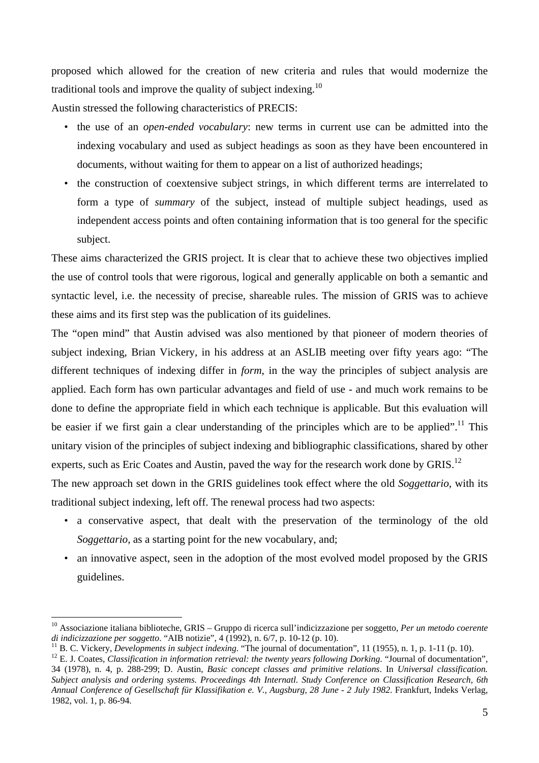proposed which allowed for the creation of new criteria and rules that would modernize the traditional tools and improve the quality of subject indexing.[10]

Austin stressed the following characteristics of PRECIS:

- the use of an *open-ended vocabulary*: new terms in current use can be admitted into the indexing vocabulary and used as subject headings as soon as they have been encountered in documents, without waiting for them to appear on a list of authorized headings;
- the construction of coextensive subject strings, in which different terms are interrelated to form a type of *summary* of the subject, instead of multiple subject headings, used as independent access points and often containing information that is too general for the specific subject.

These aims characterized the GRIS project. It is clear that to achieve these two objectives implied the use of control tools that were rigorous, logical and generally applicable on both a semantic and syntactic level, i.e. the necessity of precise, shareable rules. The mission of GRIS was to achieve these aims and its first step was the publication of its guidelines.

The "open mind" that Austin advised was also mentioned by that pioneer of modern theories of subject indexing, Brian Vickery, in his address at an ASLIB meeting over fifty years ago: "The different techniques of indexing differ in *form*, in the way the principles of subject analysis are applied. Each form has own particular advantages and field of use - and much work remains to be done to define the appropriate field in which each technique is applicable. But this evaluation will be easier if we first gain a clear understanding of the principles which are to be applied".[11] This unitary vision of the principles of subject indexing and bibliographic classifications, shared by other experts, such as Eric Coates and Austin, paved the way for the research work done by GRIS.[12]

The new approach set down in the GRIS guidelines took effect where the old *Soggettario*, with its traditional subject indexing, left off. The renewal process had two aspects:

- a conservative aspect, that dealt with the preservation of the terminology of the old *Soggettario*, as a starting point for the new vocabulary, and;
- an innovative aspect, seen in the adoption of the most evolved model proposed by the GRIS guidelines.

---

[10] Associazione italiana biblioteche, GRIS – Gruppo di ricerca sull'indicizzazione per soggetto, *Per un metodo coerente di indicizzazione per soggetto*. "AIB notizie", 4 (1992), n. 6/7, p. 10-12 (p. 10).

[11] B. C. Vickery, *Developments in subject indexing*. "The journal of documentation", 11 (1955), n. 1, p. 1-11 (p. 10).

[12] E. J. Coates, *Classification in information retrieval: the twenty years following Dorking*. "Journal of documentation", 34 (1978), n. 4, p. 288-299; D. Austin, *Basic concept classes and primitive relations*. In *Universal classification. Subject analysis and ordering systems. Proceedings 4th Internatl. Study Conference on Classification Research, 6th Annual Conference of Gesellschaft für Klassifikation e. V., Augsburg, 28 June - 2 July 1982*. Frankfurt, Indeks Verlag, 1982, vol. 1, p. 86-94.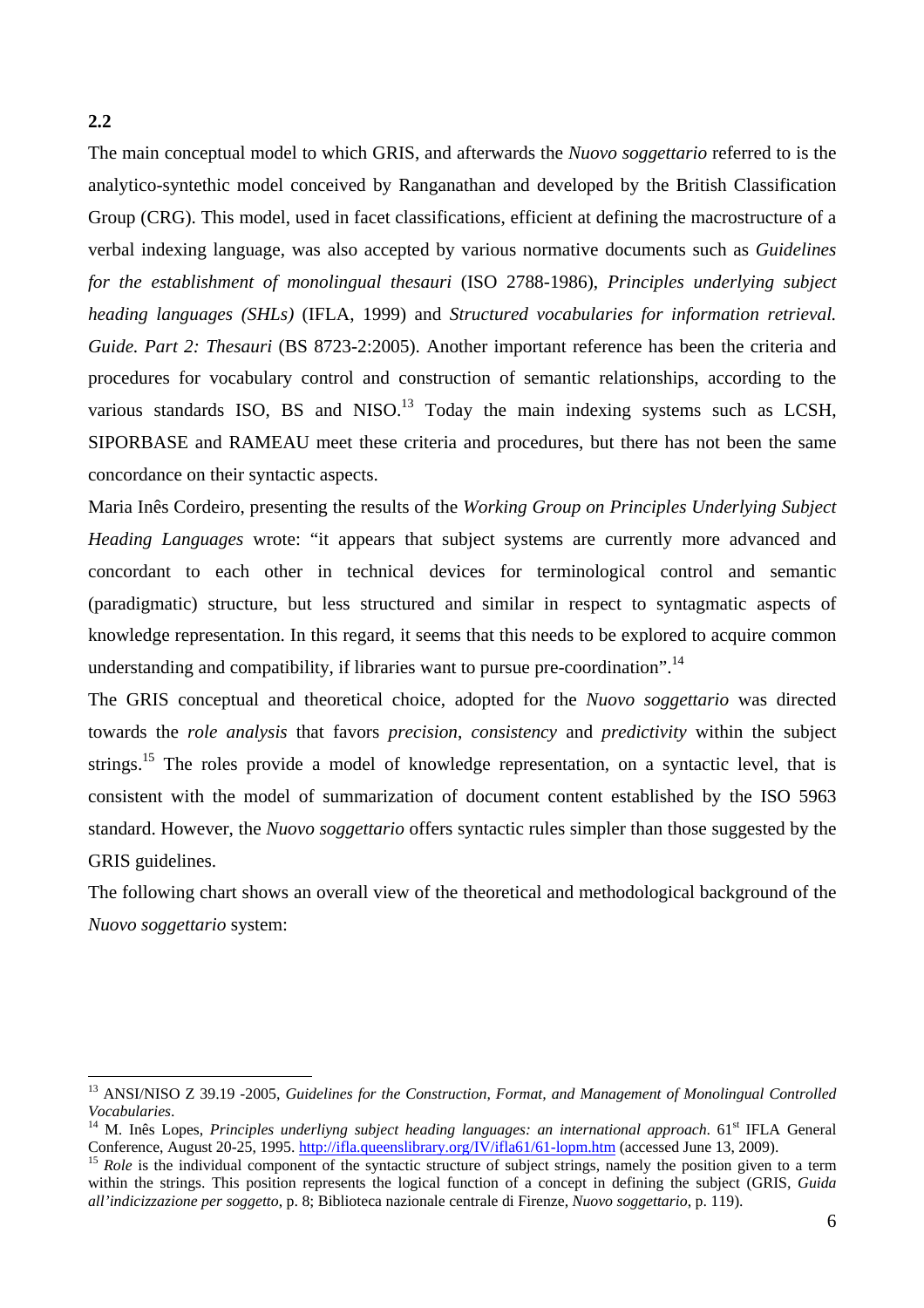**2.2**

The main conceptual model to which GRIS, and afterwards the *Nuovo soggettario* referred to is the analytico-syntethic model conceived by Ranganathan and developed by the British Classification Group (CRG). This model, used in facet classifications, efficient at defining the macrostructure of a verbal indexing language, was also accepted by various normative documents such as *Guidelines for the establishment of monolingual thesauri* (ISO 2788-1986), *Principles underlying subject heading languages (SHLs)* (IFLA, 1999) and *Structured vocabularies for information retrieval. Guide. Part 2: Thesauri* (BS 8723-2:2005). Another important reference has been the criteria and procedures for vocabulary control and construction of semantic relationships, according to the various standards ISO, BS and NISO.[13] Today the main indexing systems such as LCSH, SIPORBASE and RAMEAU meet these criteria and procedures, but there has not been the same concordance on their syntactic aspects.

Maria Inês Cordeiro, presenting the results of the *Working Group on Principles Underlying Subject Heading Languages* wrote: "it appears that subject systems are currently more advanced and concordant to each other in technical devices for terminological control and semantic (paradigmatic) structure, but less structured and similar in respect to syntagmatic aspects of knowledge representation. In this regard, it seems that this needs to be explored to acquire common understanding and compatibility, if libraries want to pursue pre-coordination".[14]

The GRIS conceptual and theoretical choice, adopted for the *Nuovo soggettario* was directed towards the *role analysis* that favors *precision*, *consistency* and *predictivity* within the subject strings.[15] The roles provide a model of knowledge representation, on a syntactic level, that is consistent with the model of summarization of document content established by the ISO 5963 standard. However, the *Nuovo soggettario* offers syntactic rules simpler than those suggested by the GRIS guidelines.

The following chart shows an overall view of the theoretical and methodological background of the *Nuovo soggettario* system:

---

[13] ANSI/NISO Z 39.19 -2005, *Guidelines for the Construction, Format, and Management of Monolingual Controlled Vocabularies*.

[14] M. Inês Lopes, *Principles underliyng subject heading languages: an international approach*. 61st IFLA General Conference, August 20-25, 1995. http://ifla.queenslibrary.org/IV/ifla61/61-lopm.htm (accessed June 13, 2009).

[15] *Role* is the individual component of the syntactic structure of subject strings, namely the position given to a term within the strings. This position represents the logical function of a concept in defining the subject (GRIS, *Guida all'indicizzazione per soggetto*, p. 8; Biblioteca nazionale centrale di Firenze, *Nuovo soggettario*, p. 119).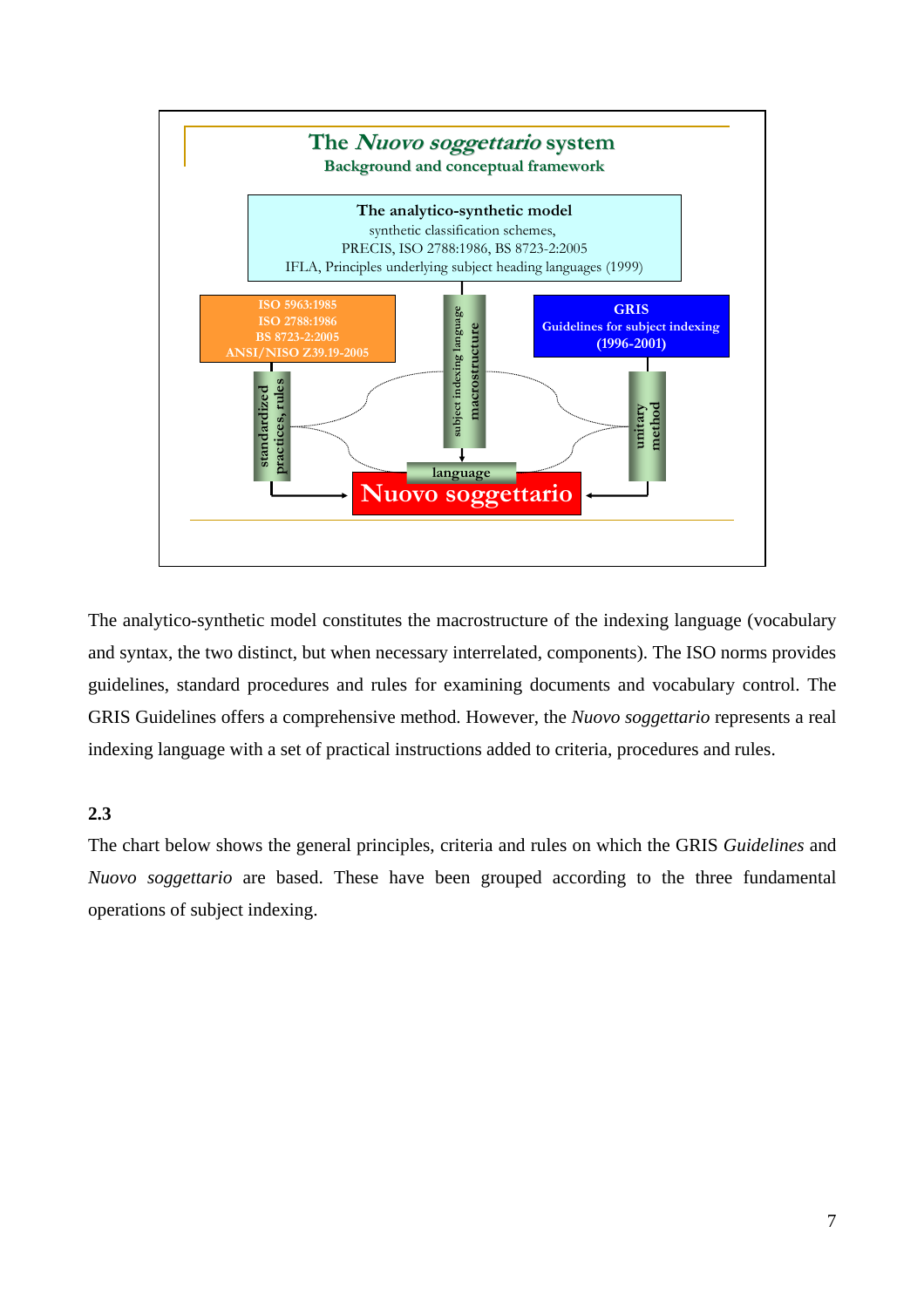The *Nuovo soggettario* system

Background and conceptual framework

**The analytico-synthetic model**

synthetic classification schemes,
PRECIS, ISO 2788:1986, BS 8723-2:2005
IFLA, Principles underlying subject heading languages (1999)

ISO 5963:1985
ISO 2788:1986
BS 8723-2:2005
ANSI/NISO Z39.19-2005

subject indexing language macrostructure

**GRIS**
Guidelines for subject indexing
(1996-2001)

standardized practices, rules

unitary method

language

**Nuovo soggettario**

The analytico-synthetic model constitutes the macrostructure of the indexing language (vocabulary and syntax, the two distinct, but when necessary interrelated, components). The ISO norms provides guidelines, standard procedures and rules for examining documents and vocabulary control. The GRIS Guidelines offers a comprehensive method. However, the *Nuovo soggettario* represents a real indexing language with a set of practical instructions added to criteria, procedures and rules.

**2.3**

The chart below shows the general principles, criteria and rules on which the GRIS *Guidelines* and *Nuovo soggettario* are based. These have been grouped according to the three fundamental operations of subject indexing.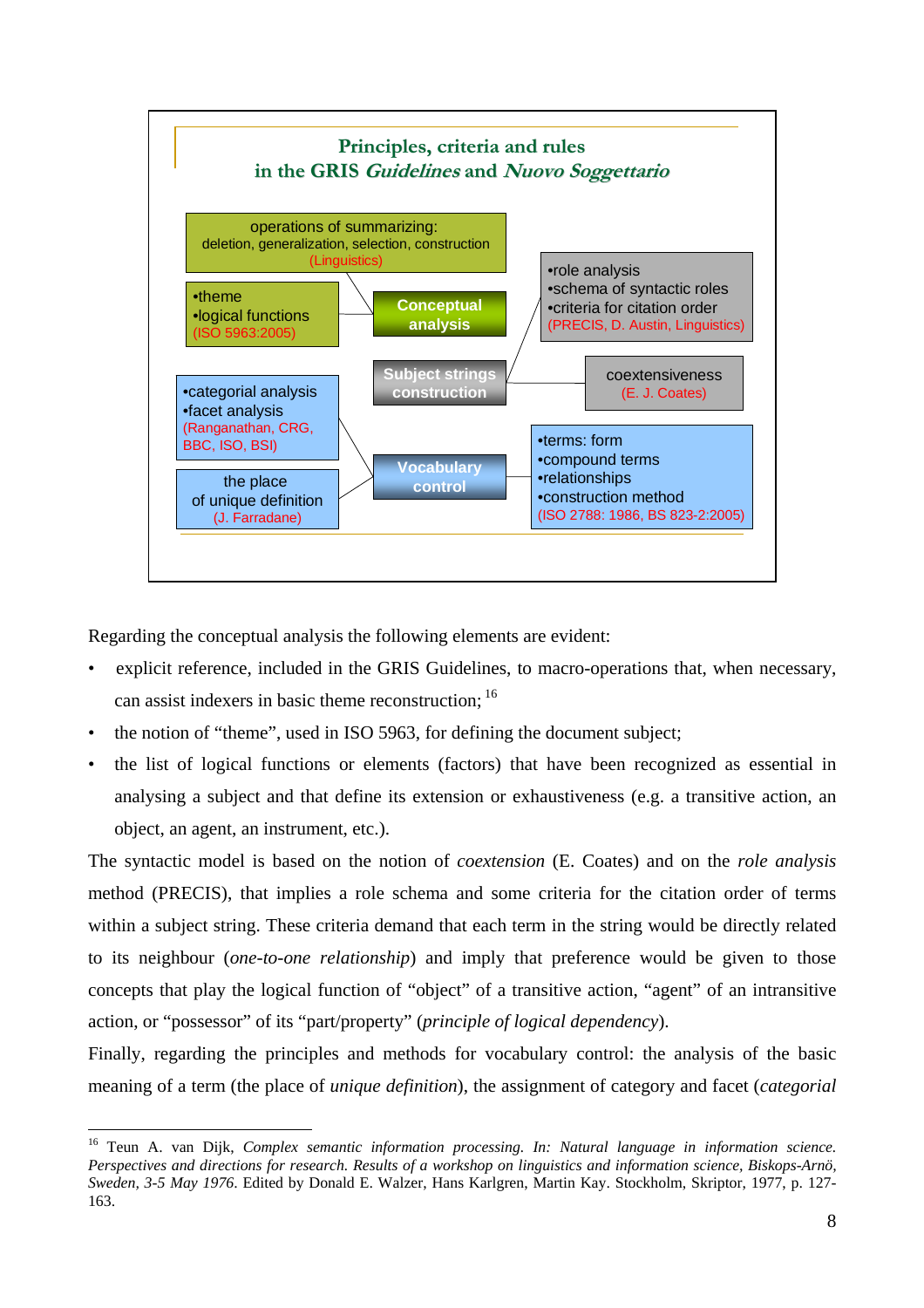**Principles, criteria and rules in the GRIS *Guidelines* and *Nuovo Soggettario***

- **Conceptual analysis**
  - operations of summarizing: deletion, generalization, selection, construction (Linguistics)
  - •theme •logical functions (ISO 5963:2005)
- **Subject strings construction**
  - •role analysis •schema of syntactic roles •criteria for citation order (PRECIS, D. Austin, Linguistics)
  - coextensiveness (E. J. Coates)
- **Vocabulary control**
  - •categorial analysis •facet analysis (Ranganathan, CRG, BBC, ISO, BSI)
  - the place of unique definition (J. Farradane)
  - •terms: form •compound terms •relationships •construction method (ISO 2788: 1986, BS 823-2:2005)

Regarding the conceptual analysis the following elements are evident:

- explicit reference, included in the GRIS Guidelines, to macro-operations that, when necessary, can assist indexers in basic theme reconstruction; [16]
- the notion of "theme", used in ISO 5963, for defining the document subject;
- the list of logical functions or elements (factors) that have been recognized as essential in analysing a subject and that define its extension or exhaustiveness (e.g. a transitive action, an object, an agent, an instrument, etc.).

The syntactic model is based on the notion of *coextension* (E. Coates) and on the *role analysis* method (PRECIS), that implies a role schema and some criteria for the citation order of terms within a subject string. These criteria demand that each term in the string would be directly related to its neighbour (*one-to-one relationship*) and imply that preference would be given to those concepts that play the logical function of "object" of a transitive action, "agent" of an intransitive action, or "possessor" of its "part/property" (*principle of logical dependency*).

Finally, regarding the principles and methods for vocabulary control: the analysis of the basic meaning of a term (the place of *unique definition*), the assignment of category and facet (*categorial*

---

[16] Teun A. van Dijk, *Complex semantic information processing. In: Natural language in information science. Perspectives and directions for research. Results of a workshop on linguistics and information science, Biskops-Arnö, Sweden, 3-5 May 1976*. Edited by Donald E. Walzer, Hans Karlgren, Martin Kay. Stockholm, Skriptor, 1977, p. 127-163.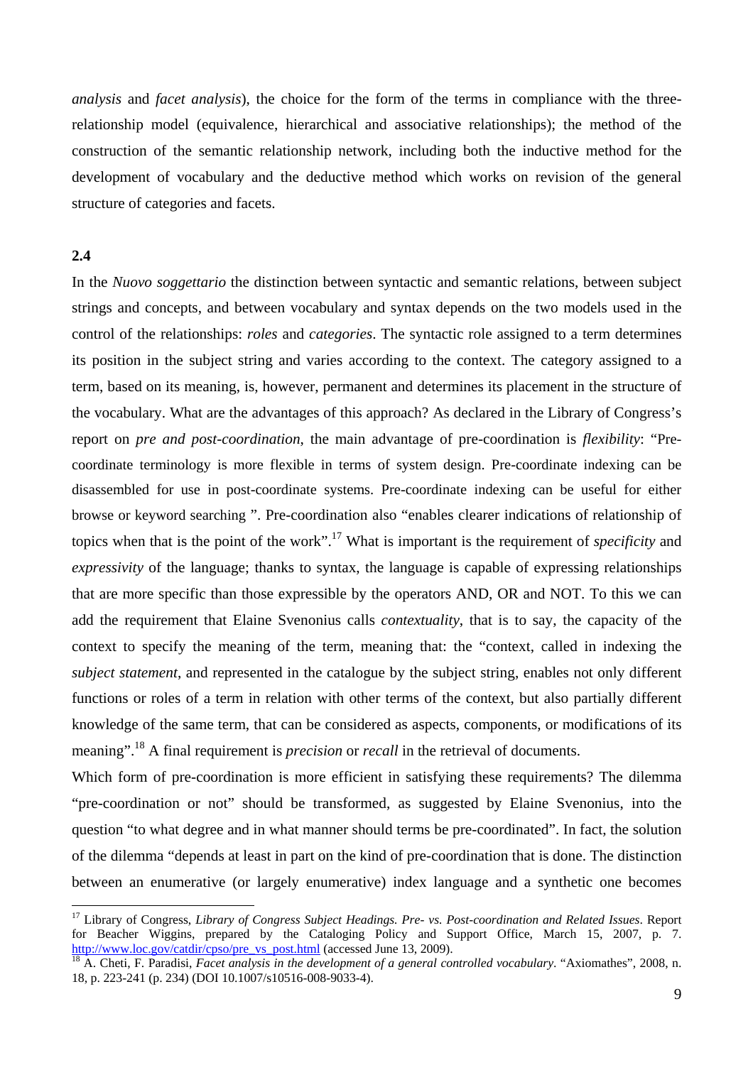*analysis* and *facet analysis*), the choice for the form of the terms in compliance with the three-relationship model (equivalence, hierarchical and associative relationships); the method of the construction of the semantic relationship network, including both the inductive method for the development of vocabulary and the deductive method which works on revision of the general structure of categories and facets.

**2.4**

In the *Nuovo soggettario* the distinction between syntactic and semantic relations, between subject strings and concepts, and between vocabulary and syntax depends on the two models used in the control of the relationships: *roles* and *categories*. The syntactic role assigned to a term determines its position in the subject string and varies according to the context. The category assigned to a term, based on its meaning, is, however, permanent and determines its placement in the structure of the vocabulary. What are the advantages of this approach? As declared in the Library of Congress's report on *pre and post-coordination*, the main advantage of pre-coordination is *flexibility*: "Pre-coordinate terminology is more flexible in terms of system design. Pre-coordinate indexing can be disassembled for use in post-coordinate systems. Pre-coordinate indexing can be useful for either browse or keyword searching ". Pre-coordination also "enables clearer indications of relationship of topics when that is the point of the work".[17] What is important is the requirement of *specificity* and *expressivity* of the language; thanks to syntax, the language is capable of expressing relationships that are more specific than those expressible by the operators AND, OR and NOT. To this we can add the requirement that Elaine Svenonius calls *contextuality*, that is to say, the capacity of the context to specify the meaning of the term, meaning that: the "context, called in indexing the *subject statement*, and represented in the catalogue by the subject string, enables not only different functions or roles of a term in relation with other terms of the context, but also partially different knowledge of the same term, that can be considered as aspects, components, or modifications of its meaning".[18] A final requirement is *precision* or *recall* in the retrieval of documents.

Which form of pre-coordination is more efficient in satisfying these requirements? The dilemma "pre-coordination or not" should be transformed, as suggested by Elaine Svenonius, into the question "to what degree and in what manner should terms be pre-coordinated". In fact, the solution of the dilemma "depends at least in part on the kind of pre-coordination that is done. The distinction between an enumerative (or largely enumerative) index language and a synthetic one becomes

---

[17] Library of Congress, *Library of Congress Subject Headings. Pre- vs. Post-coordination and Related Issues*. Report for Beacher Wiggins, prepared by the Cataloging Policy and Support Office, March 15, 2007, p. 7. http://www.loc.gov/catdir/cpso/pre_vs_post.html (accessed June 13, 2009).

[18] A. Cheti, F. Paradisi, *Facet analysis in the development of a general controlled vocabulary*. "Axiomathes", 2008, n. 18, p. 223-241 (p. 234) (DOI 10.1007/s10516-008-9033-4).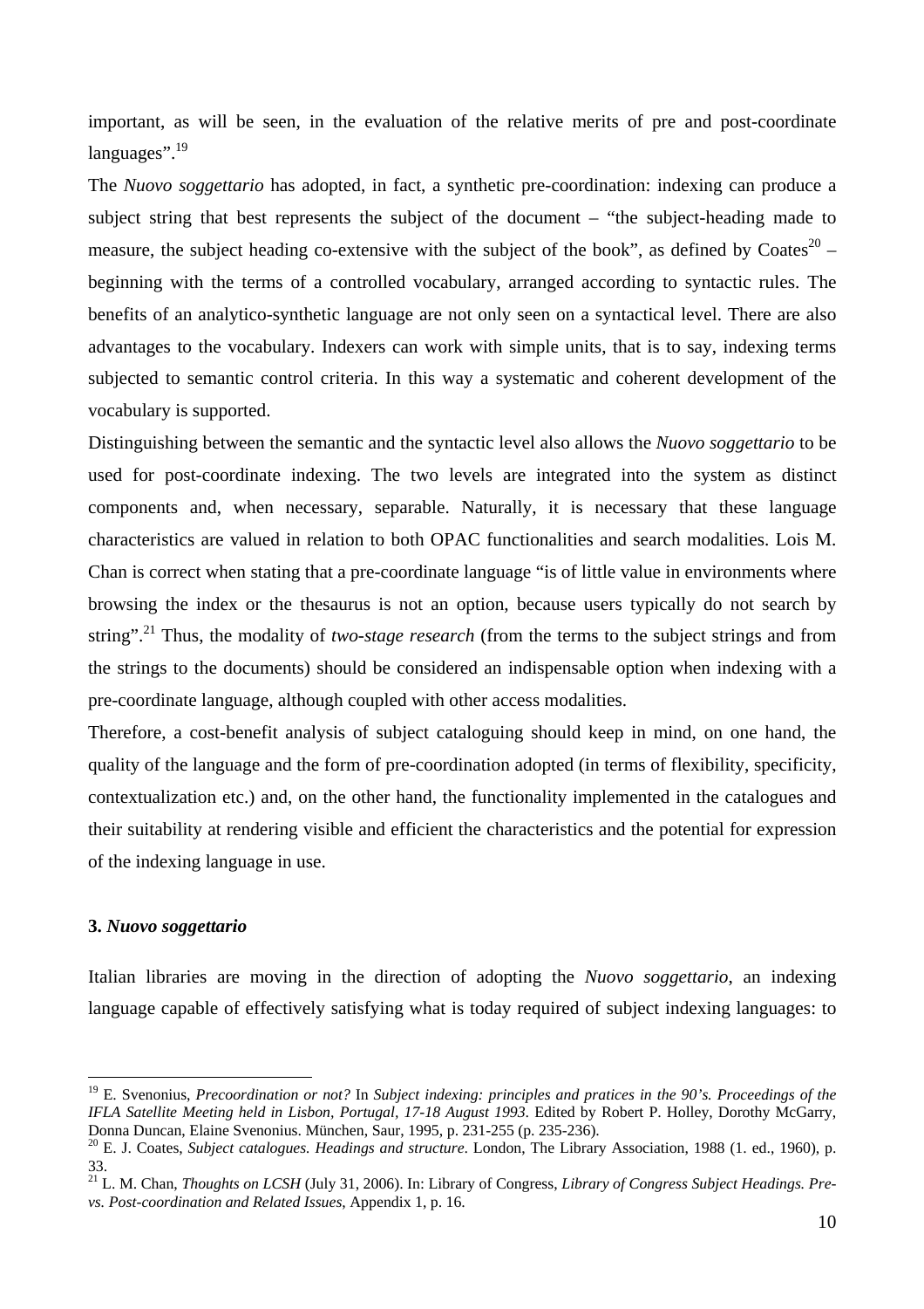important, as will be seen, in the evaluation of the relative merits of pre and post-coordinate languages".[19]

The *Nuovo soggettario* has adopted, in fact, a synthetic pre-coordination: indexing can produce a subject string that best represents the subject of the document – "the subject-heading made to measure, the subject heading co-extensive with the subject of the book", as defined by Coates[20] – beginning with the terms of a controlled vocabulary, arranged according to syntactic rules. The benefits of an analytico-synthetic language are not only seen on a syntactical level. There are also advantages to the vocabulary. Indexers can work with simple units, that is to say, indexing terms subjected to semantic control criteria. In this way a systematic and coherent development of the vocabulary is supported.

Distinguishing between the semantic and the syntactic level also allows the *Nuovo soggettario* to be used for post-coordinate indexing. The two levels are integrated into the system as distinct components and, when necessary, separable. Naturally, it is necessary that these language characteristics are valued in relation to both OPAC functionalities and search modalities. Lois M. Chan is correct when stating that a pre-coordinate language "is of little value in environments where browsing the index or the thesaurus is not an option, because users typically do not search by string".[21] Thus, the modality of *two-stage research* (from the terms to the subject strings and from the strings to the documents) should be considered an indispensable option when indexing with a pre-coordinate language, although coupled with other access modalities.

Therefore, a cost-benefit analysis of subject cataloguing should keep in mind, on one hand, the quality of the language and the form of pre-coordination adopted (in terms of flexibility, specificity, contextualization etc.) and, on the other hand, the functionality implemented in the catalogues and their suitability at rendering visible and efficient the characteristics and the potential for expression of the indexing language in use.

### 3. *Nuovo soggettario*

Italian libraries are moving in the direction of adopting the *Nuovo soggettario*, an indexing language capable of effectively satisfying what is today required of subject indexing languages: to

---

[19] E. Svenonius, *Precoordination or not?* In *Subject indexing: principles and pratices in the 90's. Proceedings of the IFLA Satellite Meeting held in Lisbon, Portugal, 17-18 August 1993*. Edited by Robert P. Holley, Dorothy McGarry, Donna Duncan, Elaine Svenonius. München, Saur, 1995, p. 231-255 (p. 235-236).

[20] E. J. Coates, *Subject catalogues. Headings and structure*. London, The Library Association, 1988 (1. ed., 1960), p. 33.

[21] L. M. Chan, *Thoughts on LCSH* (July 31, 2006). In: Library of Congress, *Library of Congress Subject Headings. Pre- vs. Post-coordination and Related Issues*, Appendix 1, p. 16.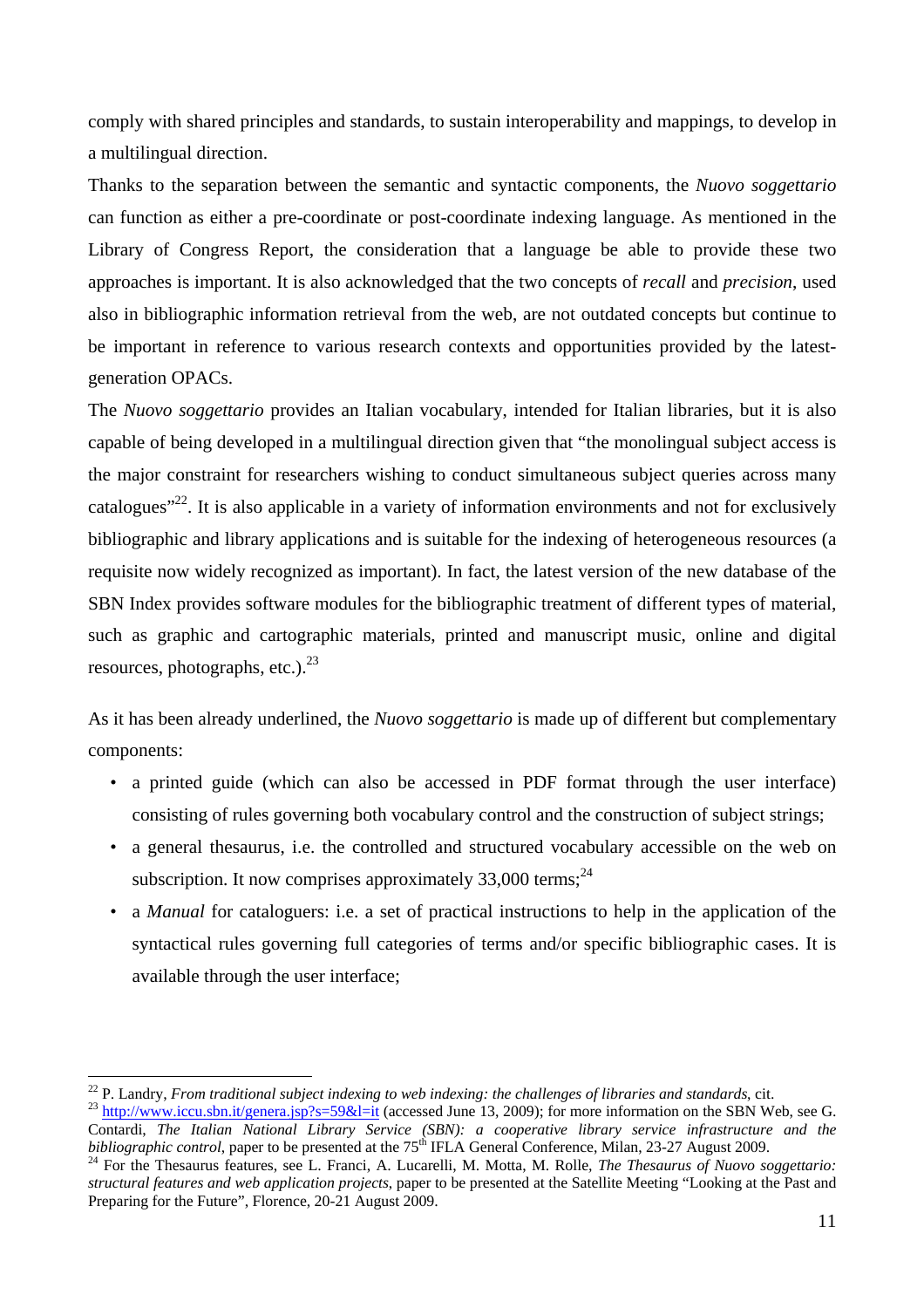comply with shared principles and standards, to sustain interoperability and mappings, to develop in a multilingual direction.

Thanks to the separation between the semantic and syntactic components, the *Nuovo soggettario* can function as either a pre-coordinate or post-coordinate indexing language. As mentioned in the Library of Congress Report, the consideration that a language be able to provide these two approaches is important. It is also acknowledged that the two concepts of *recall* and *precision*, used also in bibliographic information retrieval from the web, are not outdated concepts but continue to be important in reference to various research contexts and opportunities provided by the latest-generation OPACs.

The *Nuovo soggettario* provides an Italian vocabulary, intended for Italian libraries, but it is also capable of being developed in a multilingual direction given that "the monolingual subject access is the major constraint for researchers wishing to conduct simultaneous subject queries across many catalogues"[22]. It is also applicable in a variety of information environments and not for exclusively bibliographic and library applications and is suitable for the indexing of heterogeneous resources (a requisite now widely recognized as important). In fact, the latest version of the new database of the SBN Index provides software modules for the bibliographic treatment of different types of material, such as graphic and cartographic materials, printed and manuscript music, online and digital resources, photographs, etc.).[23]

As it has been already underlined, the *Nuovo soggettario* is made up of different but complementary components:

- a printed guide (which can also be accessed in PDF format through the user interface) consisting of rules governing both vocabulary control and the construction of subject strings;
- a general thesaurus, i.e. the controlled and structured vocabulary accessible on the web on subscription. It now comprises approximately 33,000 terms;[24]
- a *Manual* for cataloguers: i.e. a set of practical instructions to help in the application of the syntactical rules governing full categories of terms and/or specific bibliographic cases. It is available through the user interface;

---

[22] P. Landry, *From traditional subject indexing to web indexing: the challenges of libraries and standards*, cit.

[23] http://www.iccu.sbn.it/genera.jsp?s=59&l=it (accessed June 13, 2009); for more information on the SBN Web, see G. Contardi, *The Italian National Library Service (SBN): a cooperative library service infrastructure and the bibliographic control*, paper to be presented at the 75th IFLA General Conference, Milan, 23-27 August 2009.

[24] For the Thesaurus features, see L. Franci, A. Lucarelli, M. Motta, M. Rolle, *The Thesaurus of Nuovo soggettario: structural features and web application projects*, paper to be presented at the Satellite Meeting "Looking at the Past and Preparing for the Future", Florence, 20-21 August 2009.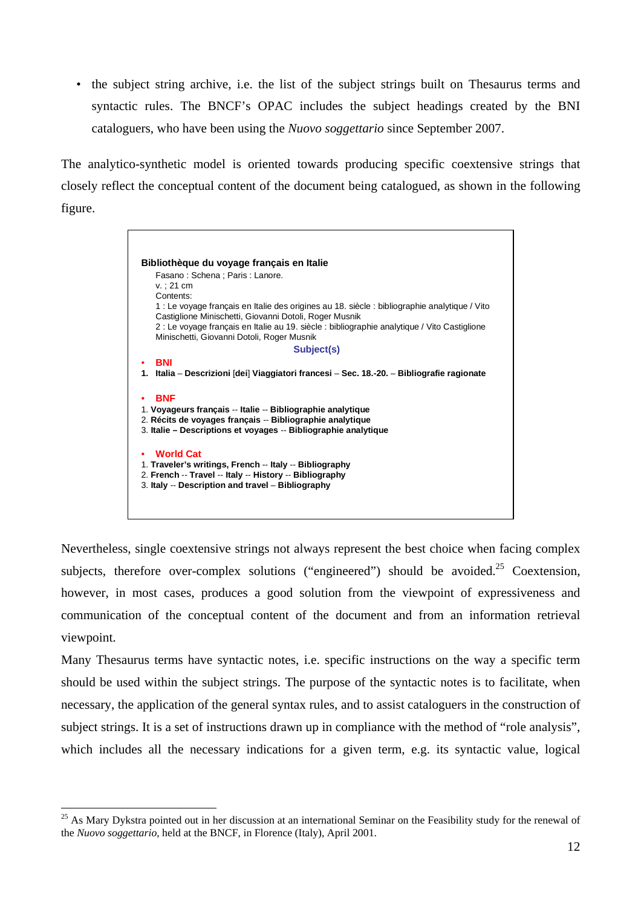- the subject string archive, i.e. the list of the subject strings built on Thesaurus terms and syntactic rules. The BNCF's OPAC includes the subject headings created by the BNI cataloguers, who have been using the *Nuovo soggettario* since September 2007.

The analytico-synthetic model is oriented towards producing specific coextensive strings that closely reflect the conceptual content of the document being catalogued, as shown in the following figure.

**Bibliothèque du voyage français en Italie**

Fasano : Schena ; Paris : Lanore.
v. ; 21 cm
Contents:
1 : Le voyage français en Italie des origines au 18. siècle : bibliographie analytique / Vito Castiglione Minischetti, Giovanni Dotoli, Roger Musnik
2 : Le voyage français en Italie au 19. siècle : bibliographie analytique / Vito Castiglione Minischetti, Giovanni Dotoli, Roger Musnik

**Subject(s)**

- **BNI**

1. **Italia** – **Descrizioni** [**dei**] **Viaggiatori francesi** – **Sec. 18.-20.** – **Bibliografie ragionate**

- **BNF**

1. **Voyageurs français** -- **Italie** -- **Bibliographie analytique**
2. **Récits de voyages français** -- **Bibliographie analytique**
3. **Italie – Descriptions et voyages** -- **Bibliographie analytique**

- **World Cat**

1. **Traveler's writings, French** -- **Italy** -- **Bibliography**
2. **French** -- **Travel** -- **Italy** -- **History** -- **Bibliography**
3. **Italy** -- **Description and travel** – **Bibliography**

Nevertheless, single coextensive strings not always represent the best choice when facing complex subjects, therefore over-complex solutions ("engineered") should be avoided.[25] Coextension, however, in most cases, produces a good solution from the viewpoint of expressiveness and communication of the conceptual content of the document and from an information retrieval viewpoint.

Many Thesaurus terms have syntactic notes, i.e. specific instructions on the way a specific term should be used within the subject strings. The purpose of the syntactic notes is to facilitate, when necessary, the application of the general syntax rules, and to assist cataloguers in the construction of subject strings. It is a set of instructions drawn up in compliance with the method of "role analysis", which includes all the necessary indications for a given term, e.g. its syntactic value, logical

---

[25] As Mary Dykstra pointed out in her discussion at an international Seminar on the Feasibility study for the renewal of the *Nuovo soggettario*, held at the BNCF, in Florence (Italy), April 2001.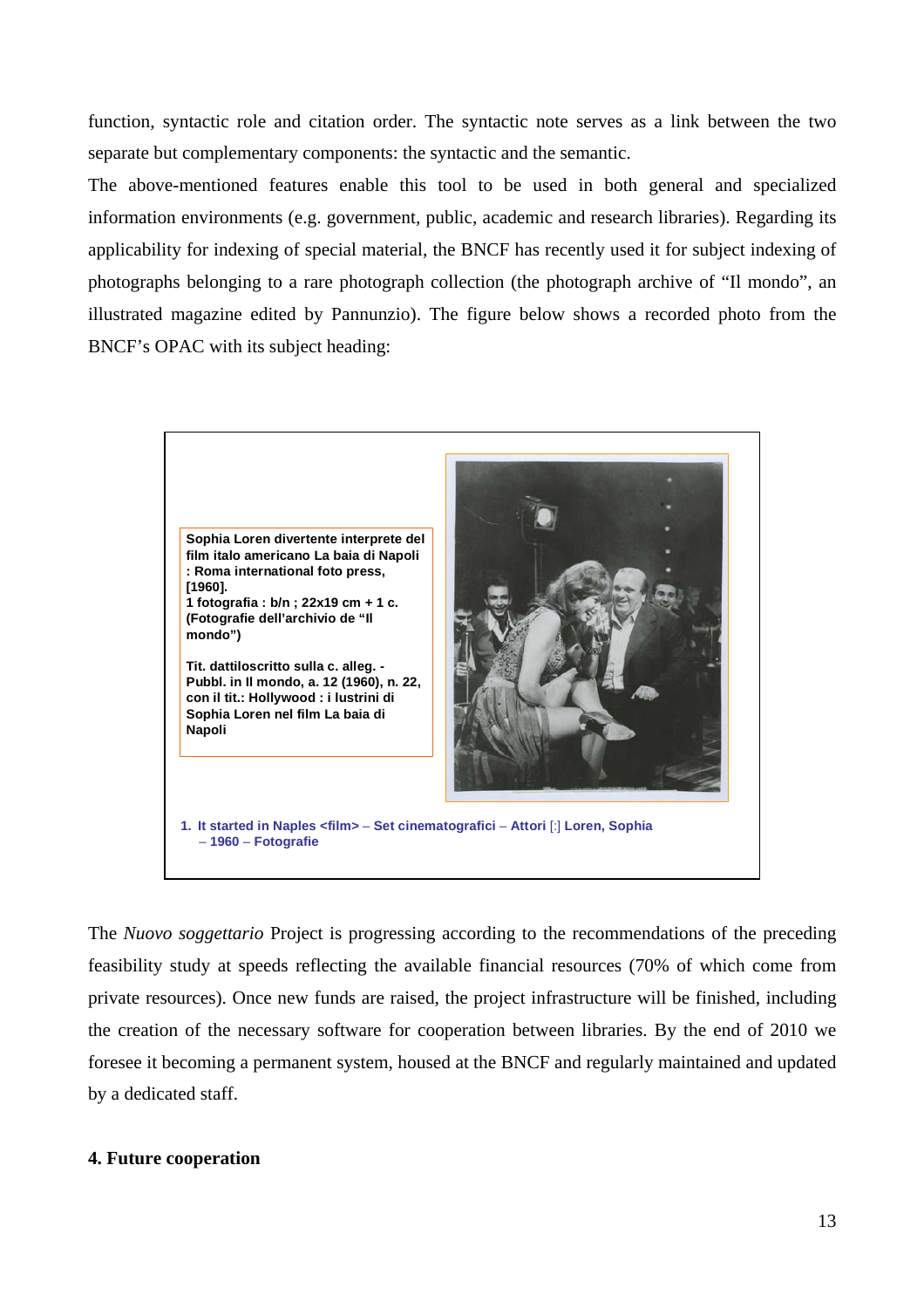function, syntactic role and citation order. The syntactic note serves as a link between the two separate but complementary components: the syntactic and the semantic.

The above-mentioned features enable this tool to be used in both general and specialized information environments (e.g. government, public, academic and research libraries). Regarding its applicability for indexing of special material, the BNCF has recently used it for subject indexing of photographs belonging to a rare photograph collection (the photograph archive of "Il mondo", an illustrated magazine edited by Pannunzio). The figure below shows a recorded photo from the BNCF's OPAC with its subject heading:

**Sophia Loren divertente interprete del film italo americano La baia di Napoli : Roma international foto press, [1960].**
**1 fotografia : b/n ; 22x19 cm + 1 c. (Fotografie dell'archivio de "Il mondo")**

**Tit. dattiloscritto sulla c. alleg. - Pubbl. in Il mondo, a. 12 (1960), n. 22, con il tit.: Hollywood : i lustrini di Sophia Loren nel film La baia di Napoli**

1. **It started in Naples <film> – Set cinematografici – Attori** [:] **Loren, Sophia – 1960 – Fotografie**

The *Nuovo soggettario* Project is progressing according to the recommendations of the preceding feasibility study at speeds reflecting the available financial resources (70% of which come from private resources). Once new funds are raised, the project infrastructure will be finished, including the creation of the necessary software for cooperation between libraries. By the end of 2010 we foresee it becoming a permanent system, housed at the BNCF and regularly maintained and updated by a dedicated staff.

## 4. Future cooperation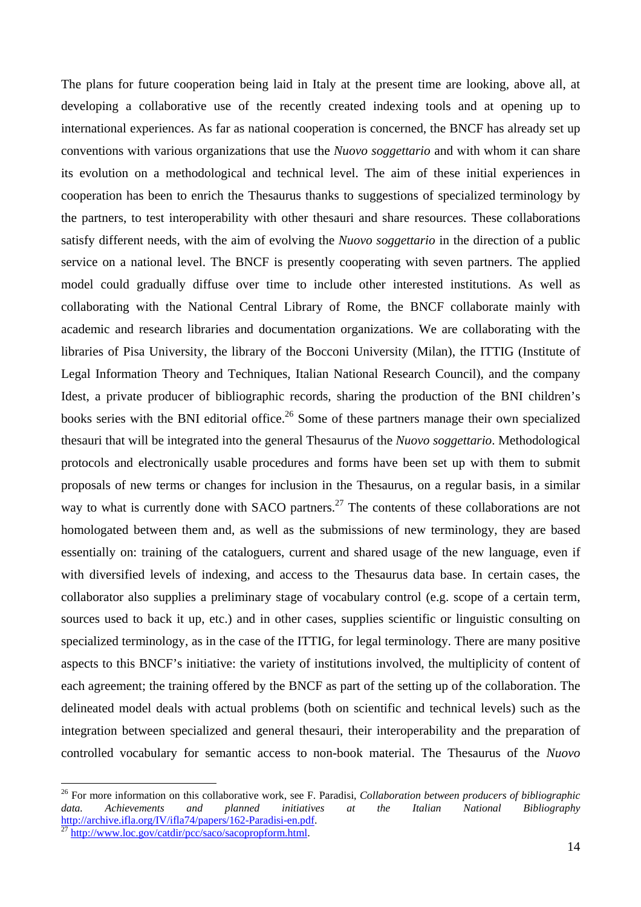The plans for future cooperation being laid in Italy at the present time are looking, above all, at developing a collaborative use of the recently created indexing tools and at opening up to international experiences. As far as national cooperation is concerned, the BNCF has already set up conventions with various organizations that use the *Nuovo soggettario* and with whom it can share its evolution on a methodological and technical level. The aim of these initial experiences in cooperation has been to enrich the Thesaurus thanks to suggestions of specialized terminology by the partners, to test interoperability with other thesauri and share resources. These collaborations satisfy different needs, with the aim of evolving the *Nuovo soggettario* in the direction of a public service on a national level. The BNCF is presently cooperating with seven partners. The applied model could gradually diffuse over time to include other interested institutions. As well as collaborating with the National Central Library of Rome, the BNCF collaborate mainly with academic and research libraries and documentation organizations. We are collaborating with the libraries of Pisa University, the library of the Bocconi University (Milan), the ITTIG (Institute of Legal Information Theory and Techniques, Italian National Research Council), and the company Idest, a private producer of bibliographic records, sharing the production of the BNI children's books series with the BNI editorial office.[26] Some of these partners manage their own specialized thesauri that will be integrated into the general Thesaurus of the *Nuovo soggettario*. Methodological protocols and electronically usable procedures and forms have been set up with them to submit proposals of new terms or changes for inclusion in the Thesaurus, on a regular basis, in a similar way to what is currently done with SACO partners.[27] The contents of these collaborations are not homologated between them and, as well as the submissions of new terminology, they are based essentially on: training of the cataloguers, current and shared usage of the new language, even if with diversified levels of indexing, and access to the Thesaurus data base. In certain cases, the collaborator also supplies a preliminary stage of vocabulary control (e.g. scope of a certain term, sources used to back it up, etc.) and in other cases, supplies scientific or linguistic consulting on specialized terminology, as in the case of the ITTIG, for legal terminology. There are many positive aspects to this BNCF's initiative: the variety of institutions involved, the multiplicity of content of each agreement; the training offered by the BNCF as part of the setting up of the collaboration. The delineated model deals with actual problems (both on scientific and technical levels) such as the integration between specialized and general thesauri, their interoperability and the preparation of controlled vocabulary for semantic access to non-book material. The Thesaurus of the *Nuovo*

---

[26] For more information on this collaborative work, see F. Paradisi, *Collaboration between producers of bibliographic data. Achievements and planned initiatives at the Italian National Bibliography* http://archive.ifla.org/IV/ifla74/papers/162-Paradisi-en.pdf.

[27] http://www.loc.gov/catdir/pcc/saco/sacopropform.html.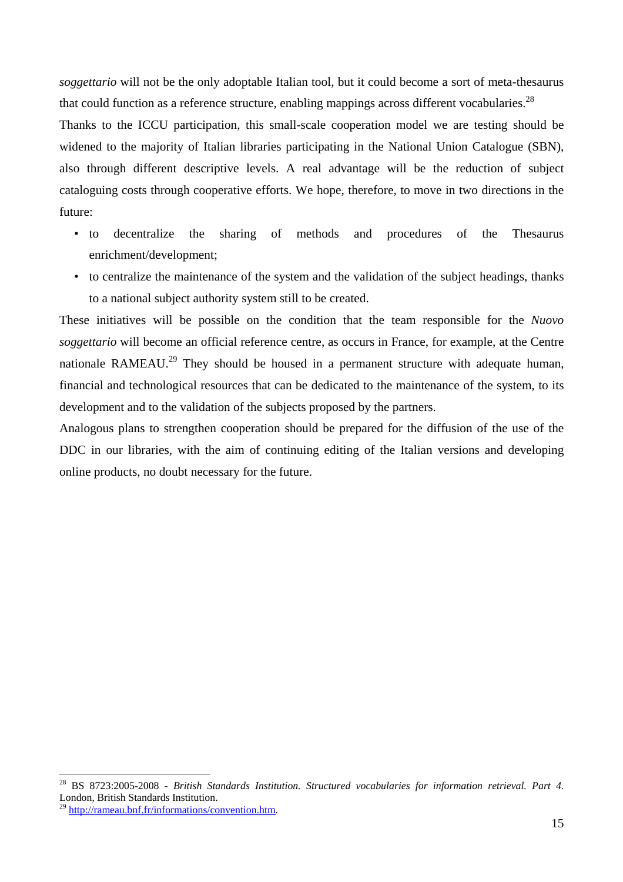*soggettario* will not be the only adoptable Italian tool, but it could become a sort of meta-thesaurus that could function as a reference structure, enabling mappings across different vocabularies.[28]

Thanks to the ICCU participation, this small-scale cooperation model we are testing should be widened to the majority of Italian libraries participating in the National Union Catalogue (SBN), also through different descriptive levels. A real advantage will be the reduction of subject cataloguing costs through cooperative efforts. We hope, therefore, to move in two directions in the future:

- to decentralize the sharing of methods and procedures of the Thesaurus enrichment/development;
- to centralize the maintenance of the system and the validation of the subject headings, thanks to a national subject authority system still to be created.

These initiatives will be possible on the condition that the team responsible for the *Nuovo soggettario* will become an official reference centre, as occurs in France, for example, at the Centre nationale RAMEAU.[29] They should be housed in a permanent structure with adequate human, financial and technological resources that can be dedicated to the maintenance of the system, to its development and to the validation of the subjects proposed by the partners.

Analogous plans to strengthen cooperation should be prepared for the diffusion of the use of the DDC in our libraries, with the aim of continuing editing of the Italian versions and developing online products, no doubt necessary for the future.

---

[28] BS 8723:2005-2008 - *British Standards Institution. Structured vocabularies for information retrieval. Part 4.* London, British Standards Institution.

[29] http://rameau.bnf.fr/informations/convention.htm.